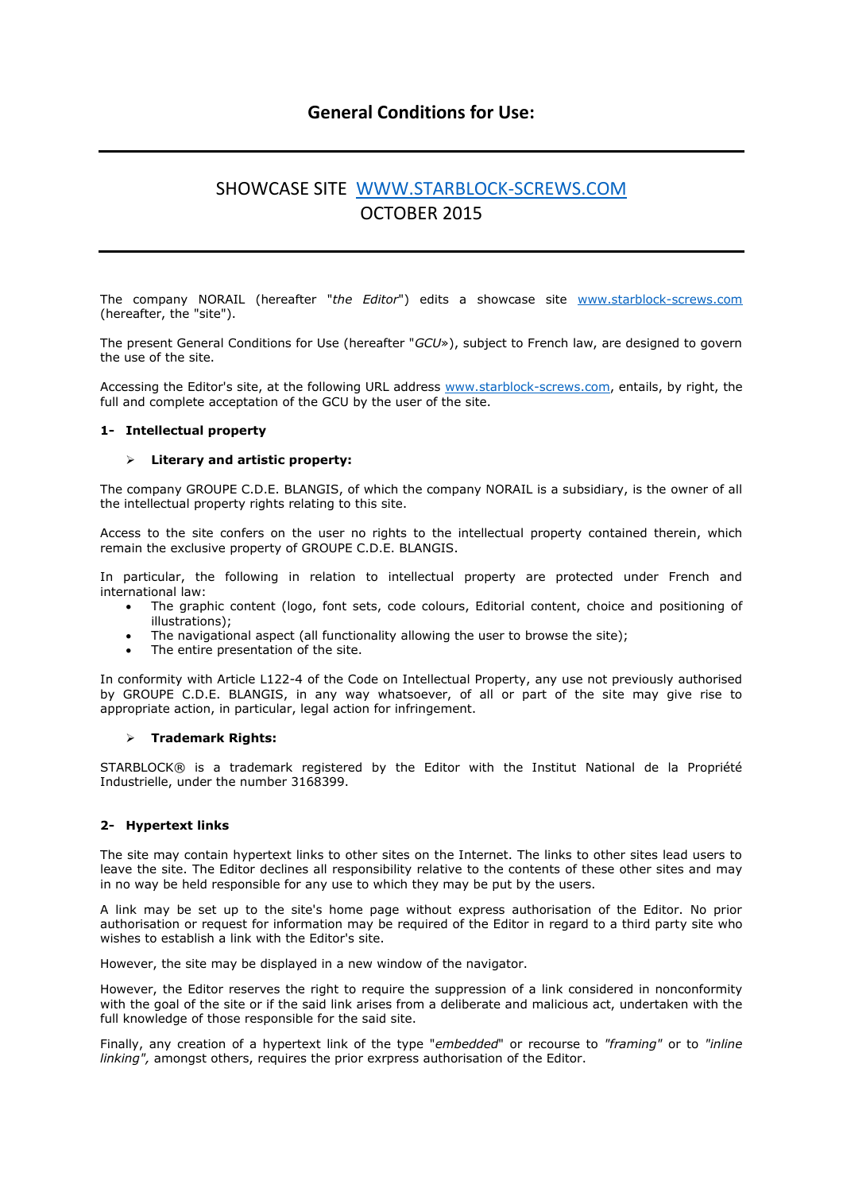# General Conditions for Use:

---

## SHOWCASE SITE [WWW.STARBLOCK-SCREWS.COM](http://www.starblock-screws.com)
## OCTOBER 2015

---

The company NORAIL (hereafter "*the Editor*") edits a showcase site [www.starblock-screws.com](http://www.starblock-screws.com) (hereafter, the "site").

The present General Conditions for Use (hereafter "*GCU*»), subject to French law, are designed to govern the use of the site.

Accessing the Editor's site, at the following URL address [www.starblock-screws.com](http://www.starblock-screws.com), entails, by right, the full and complete acceptation of the GCU by the user of the site.

**1- Intellectual property**

- **Literary and artistic property:**

The company GROUPE C.D.E. BLANGIS, of which the company NORAIL is a subsidiary, is the owner of all the intellectual property rights relating to this site.

Access to the site confers on the user no rights to the intellectual property contained therein, which remain the exclusive property of GROUPE C.D.E. BLANGIS.

In particular, the following in relation to intellectual property are protected under French and international law:

- The graphic content (logo, font sets, code colours, Editorial content, choice and positioning of illustrations);
- The navigational aspect (all functionality allowing the user to browse the site);
- The entire presentation of the site.

In conformity with Article L122-4 of the Code on Intellectual Property, any use not previously authorised by GROUPE C.D.E. BLANGIS, in any way whatsoever, of all or part of the site may give rise to appropriate action, in particular, legal action for infringement.

- **Trademark Rights:**

STARBLOCK® is a trademark registered by the Editor with the Institut National de la Propriété Industrielle, under the number 3168399.

**2- Hypertext links**

The site may contain hypertext links to other sites on the Internet. The links to other sites lead users to leave the site. The Editor declines all responsibility relative to the contents of these other sites and may in no way be held responsible for any use to which they may be put by the users.

A link may be set up to the site's home page without express authorisation of the Editor. No prior authorisation or request for information may be required of the Editor in regard to a third party site who wishes to establish a link with the Editor's site.

However, the site may be displayed in a new window of the navigator.

However, the Editor reserves the right to require the suppression of a link considered in nonconformity with the goal of the site or if the said link arises from a deliberate and malicious act, undertaken with the full knowledge of those responsible for the said site.

Finally, any creation of a hypertext link of the type "*embedded*" or recourse to *"framing"* or to *"inline linking",* amongst others, requires the prior exrpress authorisation of the Editor.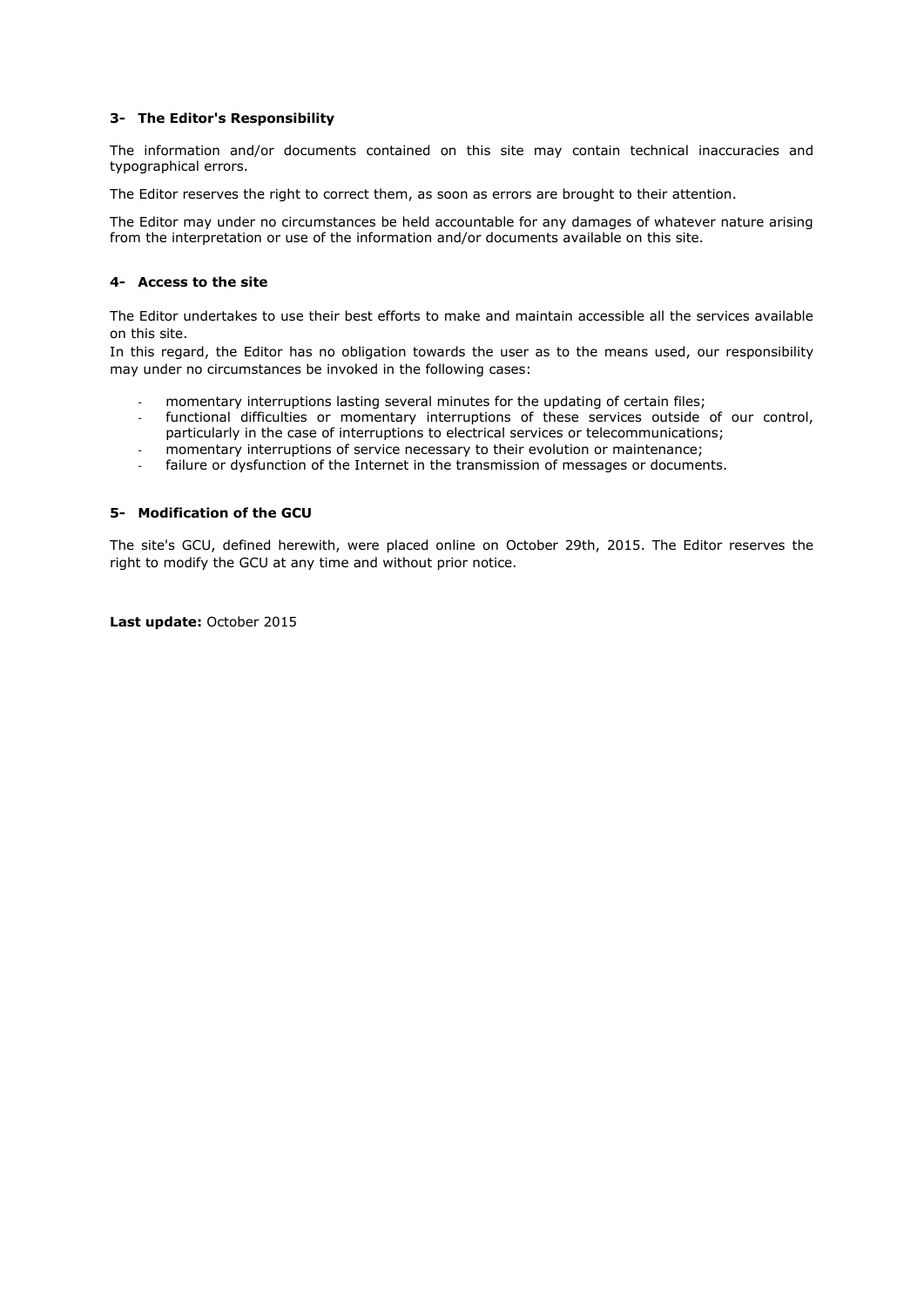### 3- The Editor's Responsibility

The information and/or documents contained on this site may contain technical inaccuracies and typographical errors.

The Editor reserves the right to correct them, as soon as errors are brought to their attention.

The Editor may under no circumstances be held accountable for any damages of whatever nature arising from the interpretation or use of the information and/or documents available on this site.

### 4- Access to the site

The Editor undertakes to use their best efforts to make and maintain accessible all the services available on this site.
In this regard, the Editor has no obligation towards the user as to the means used, our responsibility may under no circumstances be invoked in the following cases:

- momentary interruptions lasting several minutes for the updating of certain files;
- functional difficulties or momentary interruptions of these services outside of our control, particularly in the case of interruptions to electrical services or telecommunications;
- momentary interruptions of service necessary to their evolution or maintenance;
- failure or dysfunction of the Internet in the transmission of messages or documents.

### 5- Modification of the GCU

The site's GCU, defined herewith, were placed online on October 29th, 2015. The Editor reserves the right to modify the GCU at any time and without prior notice.

**Last update:** October 2015